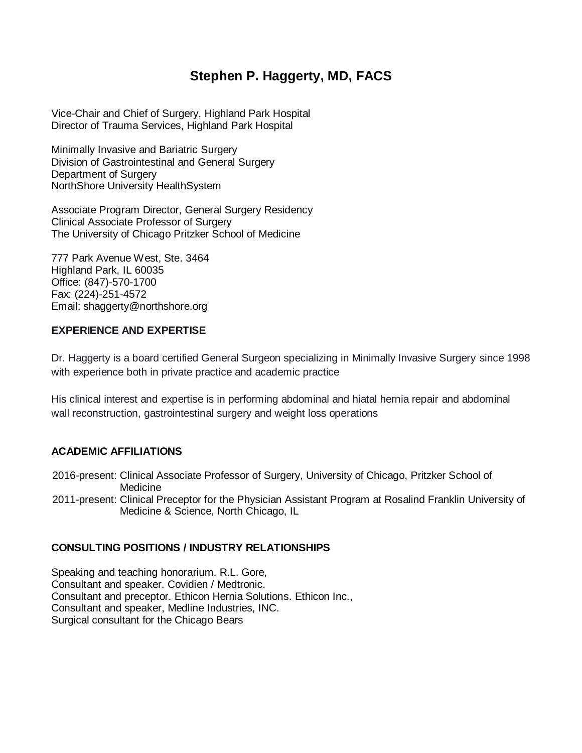# Stephen P. Haggerty, MD, FACS

Vice-Chair and Chief of Surgery, Highland Park Hospital
Director of Trauma Services, Highland Park Hospital

Minimally Invasive and Bariatric Surgery
Division of Gastrointestinal and General Surgery
Department of Surgery
NorthShore University HealthSystem

Associate Program Director, General Surgery Residency
Clinical Associate Professor of Surgery
The University of Chicago Pritzker School of Medicine

777 Park Avenue West, Ste. 3464
Highland Park, IL 60035
Office: (847)-570-1700
Fax: (224)-251-4572
Email: shaggerty@northshore.org

## EXPERIENCE AND EXPERTISE

Dr. Haggerty is a board certified General Surgeon specializing in Minimally Invasive Surgery since 1998 with experience both in private practice and academic practice

His clinical interest and expertise is in performing abdominal and hiatal hernia repair and abdominal wall reconstruction, gastrointestinal surgery and weight loss operations

## ACADEMIC AFFILIATIONS

2016-present: Clinical Associate Professor of Surgery, University of Chicago, Pritzker School of Medicine
2011-present: Clinical Preceptor for the Physician Assistant Program at Rosalind Franklin University of Medicine & Science, North Chicago, IL

## CONSULTING POSITIONS / INDUSTRY RELATIONSHIPS

Speaking and teaching honorarium. R.L. Gore,
Consultant and speaker. Covidien / Medtronic.
Consultant and preceptor. Ethicon Hernia Solutions. Ethicon Inc.,
Consultant and speaker, Medline Industries, INC.
Surgical consultant for the Chicago Bears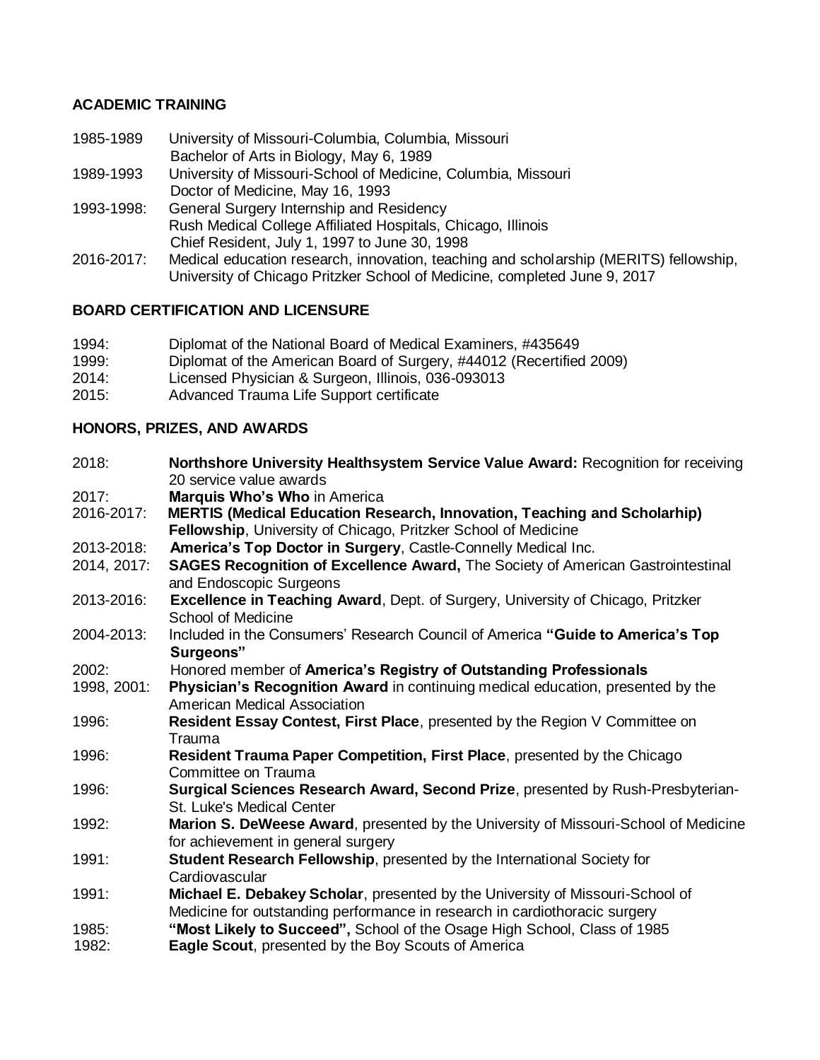## ACADEMIC TRAINING

1985-1989 University of Missouri-Columbia, Columbia, Missouri
Bachelor of Arts in Biology, May 6, 1989

1989-1993 University of Missouri-School of Medicine, Columbia, Missouri
Doctor of Medicine, May 16, 1993

1993-1998: General Surgery Internship and Residency
Rush Medical College Affiliated Hospitals, Chicago, Illinois
Chief Resident, July 1, 1997 to June 30, 1998

2016-2017: Medical education research, innovation, teaching and scholarship (MERITS) fellowship, University of Chicago Pritzker School of Medicine, completed June 9, 2017

## BOARD CERTIFICATION AND LICENSURE

1994: Diplomat of the National Board of Medical Examiners, #435649

1999: Diplomat of the American Board of Surgery, #44012 (Recertified 2009)

2014: Licensed Physician & Surgeon, Illinois, 036-093013

2015: Advanced Trauma Life Support certificate

## HONORS, PRIZES, AND AWARDS

2018: **Northshore University Healthsystem Service Value Award:** Recognition for receiving 20 service value awards

2017: **Marquis Who's Who** in America

2016-2017: **MERTIS (Medical Education Research, Innovation, Teaching and Scholarhip) Fellowship**, University of Chicago, Pritzker School of Medicine

2013-2018: **America's Top Doctor in Surgery**, Castle-Connelly Medical Inc.

2014, 2017: **SAGES Recognition of Excellence Award,** The Society of American Gastrointestinal and Endoscopic Surgeons

2013-2016: **Excellence in Teaching Award**, Dept. of Surgery, University of Chicago, Pritzker School of Medicine

2004-2013: Included in the Consumers' Research Council of America **"Guide to America's Top Surgeons"**

2002: Honored member of **America's Registry of Outstanding Professionals**

1998, 2001: **Physician's Recognition Award** in continuing medical education, presented by the American Medical Association

1996: **Resident Essay Contest, First Place**, presented by the Region V Committee on Trauma

1996: **Resident Trauma Paper Competition, First Place**, presented by the Chicago Committee on Trauma

1996: **Surgical Sciences Research Award, Second Prize**, presented by Rush-Presbyterian-St. Luke's Medical Center

1992: **Marion S. DeWeese Award**, presented by the University of Missouri-School of Medicine for achievement in general surgery

1991: **Student Research Fellowship**, presented by the International Society for Cardiovascular

1991: **Michael E. Debakey Scholar**, presented by the University of Missouri-School of Medicine for outstanding performance in research in cardiothoracic surgery

1985: **"Most Likely to Succeed",** School of the Osage High School, Class of 1985

1982: **Eagle Scout**, presented by the Boy Scouts of America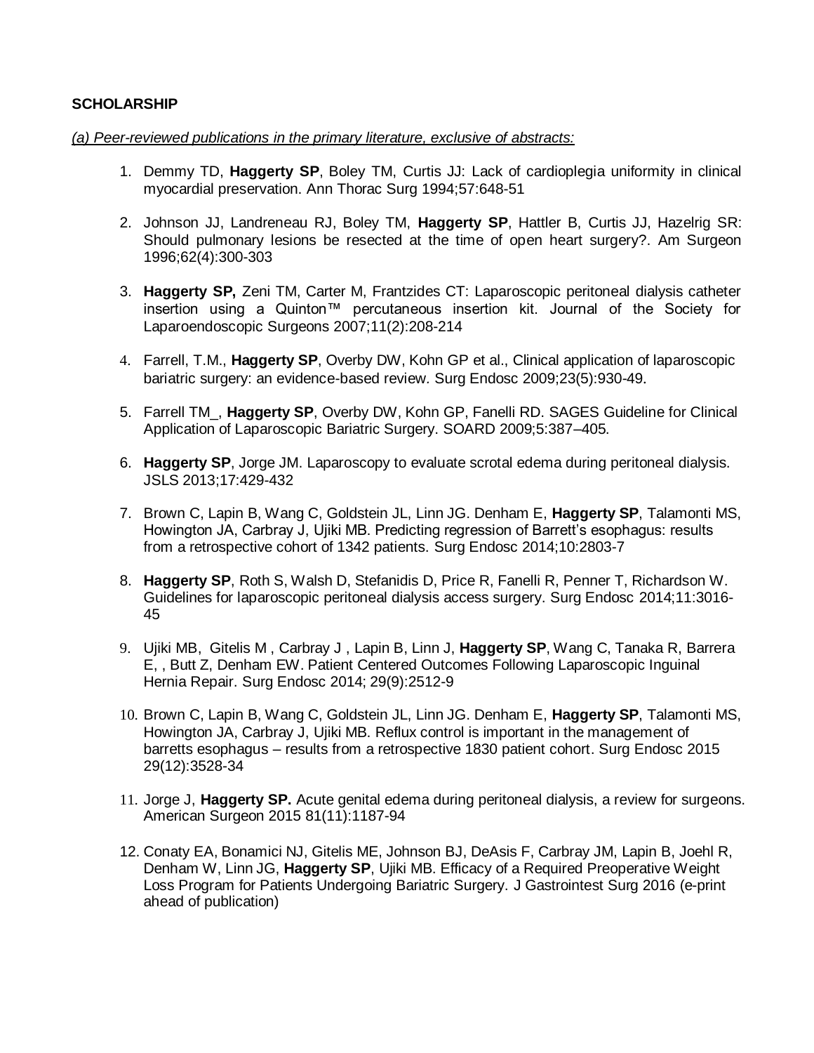**SCHOLARSHIP**

*(a) Peer-reviewed publications in the primary literature, exclusive of abstracts:*

1. Demmy TD, **Haggerty SP**, Boley TM, Curtis JJ: Lack of cardioplegia uniformity in clinical myocardial preservation. Ann Thorac Surg 1994;57:648-51

2. Johnson JJ, Landreneau RJ, Boley TM, **Haggerty SP**, Hattler B, Curtis JJ, Hazelrig SR: Should pulmonary lesions be resected at the time of open heart surgery?. Am Surgeon 1996;62(4):300-303

3. **Haggerty SP,** Zeni TM, Carter M, Frantzides CT: Laparoscopic peritoneal dialysis catheter insertion using a Quinton™ percutaneous insertion kit. Journal of the Society for Laparoendoscopic Surgeons 2007;11(2):208-214

4. Farrell, T.M., **Haggerty SP**, Overby DW, Kohn GP et al., Clinical application of laparoscopic bariatric surgery: an evidence-based review. Surg Endosc 2009;23(5):930-49.

5. Farrell TM_, **Haggerty SP**, Overby DW, Kohn GP, Fanelli RD. SAGES Guideline for Clinical Application of Laparoscopic Bariatric Surgery. SOARD 2009;5:387–405.

6. **Haggerty SP**, Jorge JM. Laparoscopy to evaluate scrotal edema during peritoneal dialysis. JSLS 2013;17:429-432

7. Brown C, Lapin B, Wang C, Goldstein JL, Linn JG. Denham E, **Haggerty SP**, Talamonti MS, Howington JA, Carbray J, Ujiki MB. Predicting regression of Barrett's esophagus: results from a retrospective cohort of 1342 patients. Surg Endosc 2014;10:2803-7

8. **Haggerty SP**, Roth S, Walsh D, Stefanidis D, Price R, Fanelli R, Penner T, Richardson W. Guidelines for laparoscopic peritoneal dialysis access surgery. Surg Endosc 2014;11:3016-45

9. Ujiki MB, Gitelis M , Carbray J , Lapin B, Linn J, **Haggerty SP**, Wang C, Tanaka R, Barrera E, , Butt Z, Denham EW. Patient Centered Outcomes Following Laparoscopic Inguinal Hernia Repair. Surg Endosc 2014; 29(9):2512-9

10. Brown C, Lapin B, Wang C, Goldstein JL, Linn JG. Denham E, **Haggerty SP**, Talamonti MS, Howington JA, Carbray J, Ujiki MB. Reflux control is important in the management of barretts esophagus – results from a retrospective 1830 patient cohort. Surg Endosc 2015 29(12):3528-34

11. Jorge J, **Haggerty SP.** Acute genital edema during peritoneal dialysis, a review for surgeons. American Surgeon 2015 81(11):1187-94

12. Conaty EA, Bonamici NJ, Gitelis ME, Johnson BJ, DeAsis F, Carbray JM, Lapin B, Joehl R, Denham W, Linn JG, **Haggerty SP**, Ujiki MB. Efficacy of a Required Preoperative Weight Loss Program for Patients Undergoing Bariatric Surgery. J Gastrointest Surg 2016 (e-print ahead of publication)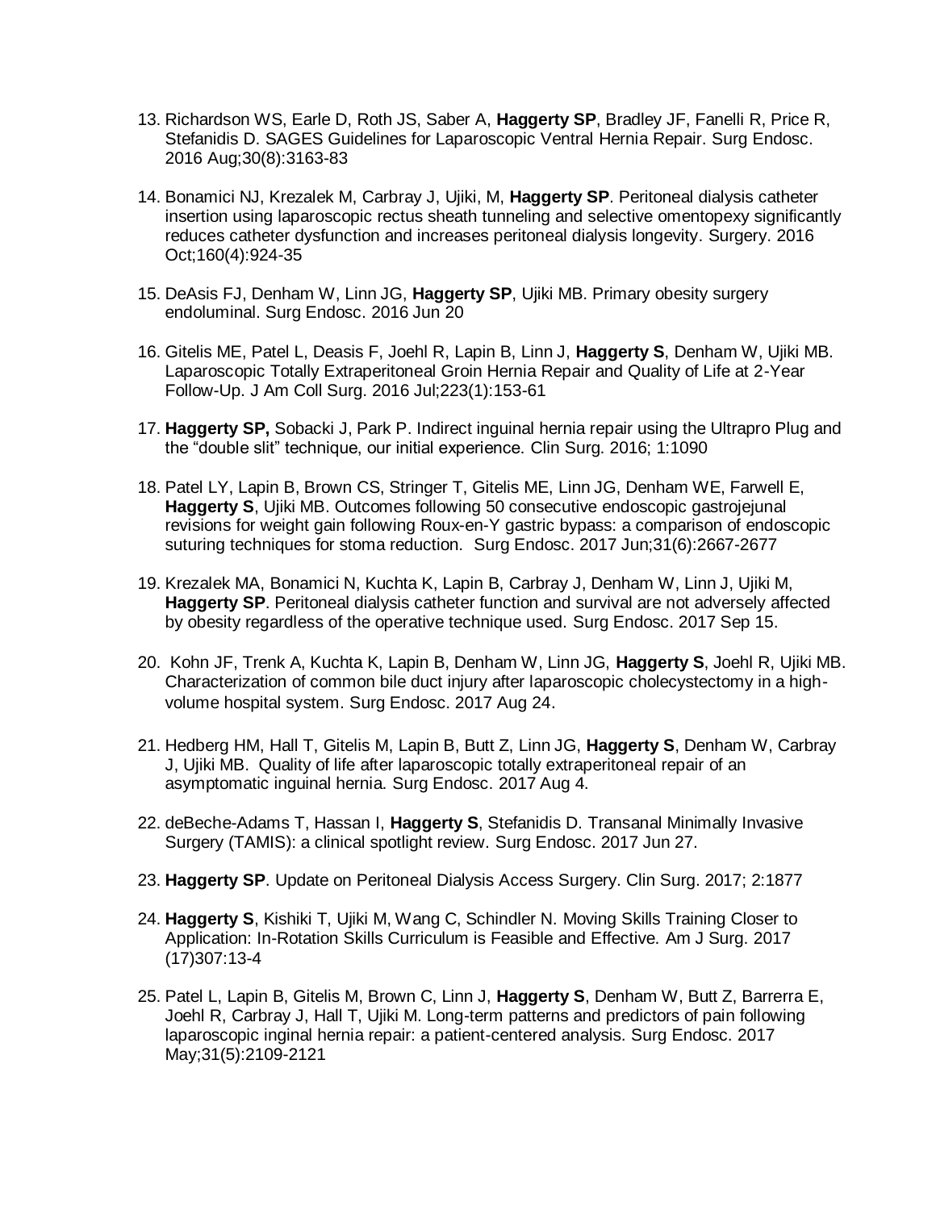13. Richardson WS, Earle D, Roth JS, Saber A, **Haggerty SP**, Bradley JF, Fanelli R, Price R, Stefanidis D. SAGES Guidelines for Laparoscopic Ventral Hernia Repair. Surg Endosc. 2016 Aug;30(8):3163-83

14. Bonamici NJ, Krezalek M, Carbray J, Ujiki, M, **Haggerty SP**. Peritoneal dialysis catheter insertion using laparoscopic rectus sheath tunneling and selective omentopexy significantly reduces catheter dysfunction and increases peritoneal dialysis longevity. Surgery. 2016 Oct;160(4):924-35

15. DeAsis FJ, Denham W, Linn JG, **Haggerty SP**, Ujiki MB. Primary obesity surgery endoluminal. Surg Endosc. 2016 Jun 20

16. Gitelis ME, Patel L, Deasis F, Joehl R, Lapin B, Linn J, **Haggerty S**, Denham W, Ujiki MB. Laparoscopic Totally Extraperitoneal Groin Hernia Repair and Quality of Life at 2-Year Follow-Up. J Am Coll Surg. 2016 Jul;223(1):153-61

17. **Haggerty SP,** Sobacki J, Park P. Indirect inguinal hernia repair using the Ultrapro Plug and the “double slit” technique, our initial experience. Clin Surg. 2016; 1:1090

18. Patel LY, Lapin B, Brown CS, Stringer T, Gitelis ME, Linn JG, Denham WE, Farwell E, **Haggerty S**, Ujiki MB. Outcomes following 50 consecutive endoscopic gastrojejunal revisions for weight gain following Roux-en-Y gastric bypass: a comparison of endoscopic suturing techniques for stoma reduction. Surg Endosc. 2017 Jun;31(6):2667-2677

19. Krezalek MA, Bonamici N, Kuchta K, Lapin B, Carbray J, Denham W, Linn J, Ujiki M, **Haggerty SP**. Peritoneal dialysis catheter function and survival are not adversely affected by obesity regardless of the operative technique used. Surg Endosc. 2017 Sep 15.

20. Kohn JF, Trenk A, Kuchta K, Lapin B, Denham W, Linn JG, **Haggerty S**, Joehl R, Ujiki MB. Characterization of common bile duct injury after laparoscopic cholecystectomy in a high-volume hospital system. Surg Endosc. 2017 Aug 24.

21. Hedberg HM, Hall T, Gitelis M, Lapin B, Butt Z, Linn JG, **Haggerty S**, Denham W, Carbray J, Ujiki MB. Quality of life after laparoscopic totally extraperitoneal repair of an asymptomatic inguinal hernia. Surg Endosc. 2017 Aug 4.

22. deBeche-Adams T, Hassan I, **Haggerty S**, Stefanidis D. Transanal Minimally Invasive Surgery (TAMIS): a clinical spotlight review. Surg Endosc. 2017 Jun 27.

23. **Haggerty SP**. Update on Peritoneal Dialysis Access Surgery. Clin Surg. 2017; 2:1877

24. **Haggerty S**, Kishiki T, Ujiki M, Wang C, Schindler N. Moving Skills Training Closer to Application: In-Rotation Skills Curriculum is Feasible and Effective. Am J Surg. 2017 (17)307:13-4

25. Patel L, Lapin B, Gitelis M, Brown C, Linn J, **Haggerty S**, Denham W, Butt Z, Barrerra E, Joehl R, Carbray J, Hall T, Ujiki M. Long-term patterns and predictors of pain following laparoscopic inginal hernia repair: a patient-centered analysis. Surg Endosc. 2017 May;31(5):2109-2121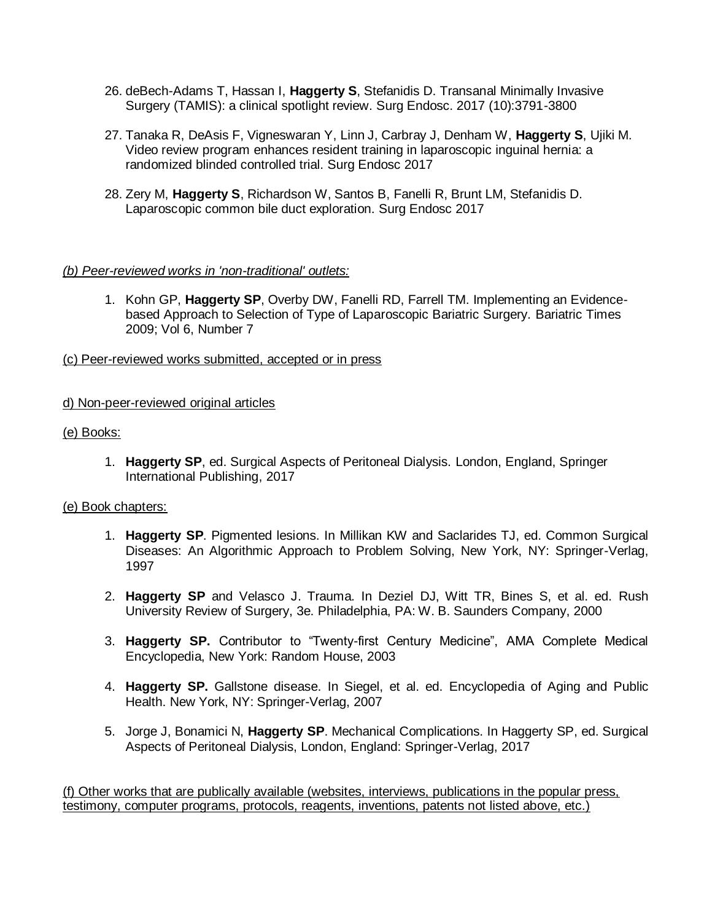26. deBech-Adams T, Hassan I, **Haggerty S**, Stefanidis D. Transanal Minimally Invasive Surgery (TAMIS): a clinical spotlight review. Surg Endosc. 2017 (10):3791-3800

27. Tanaka R, DeAsis F, Vigneswaran Y, Linn J, Carbray J, Denham W, **Haggerty S**, Ujiki M. Video review program enhances resident training in laparoscopic inguinal hernia: a randomized blinded controlled trial. Surg Endosc 2017

28. Zery M, **Haggerty S**, Richardson W, Santos B, Fanelli R, Brunt LM, Stefanidis D. Laparoscopic common bile duct exploration. Surg Endosc 2017

*(b) Peer-reviewed works in 'non-traditional' outlets:*

1. Kohn GP, **Haggerty SP**, Overby DW, Fanelli RD, Farrell TM. Implementing an Evidence-based Approach to Selection of Type of Laparoscopic Bariatric Surgery. Bariatric Times 2009; Vol 6, Number 7

(c) Peer-reviewed works submitted, accepted or in press

d) Non-peer-reviewed original articles

(e) Books:

1. **Haggerty SP**, ed. Surgical Aspects of Peritoneal Dialysis. London, England, Springer International Publishing, 2017

(e) Book chapters:

1. **Haggerty SP**. Pigmented lesions. In Millikan KW and Saclarides TJ, ed. Common Surgical Diseases: An Algorithmic Approach to Problem Solving, New York, NY: Springer-Verlag, 1997

2. **Haggerty SP** and Velasco J. Trauma. In Deziel DJ, Witt TR, Bines S, et al. ed. Rush University Review of Surgery, 3e. Philadelphia, PA: W. B. Saunders Company, 2000

3. **Haggerty SP.** Contributor to "Twenty-first Century Medicine", AMA Complete Medical Encyclopedia, New York: Random House, 2003

4. **Haggerty SP.** Gallstone disease. In Siegel, et al. ed. Encyclopedia of Aging and Public Health. New York, NY: Springer-Verlag, 2007

5. Jorge J, Bonamici N, **Haggerty SP**. Mechanical Complications. In Haggerty SP, ed. Surgical Aspects of Peritoneal Dialysis, London, England: Springer-Verlag, 2017

(f) Other works that are publically available (websites, interviews, publications in the popular press, testimony, computer programs, protocols, reagents, inventions, patents not listed above, etc.)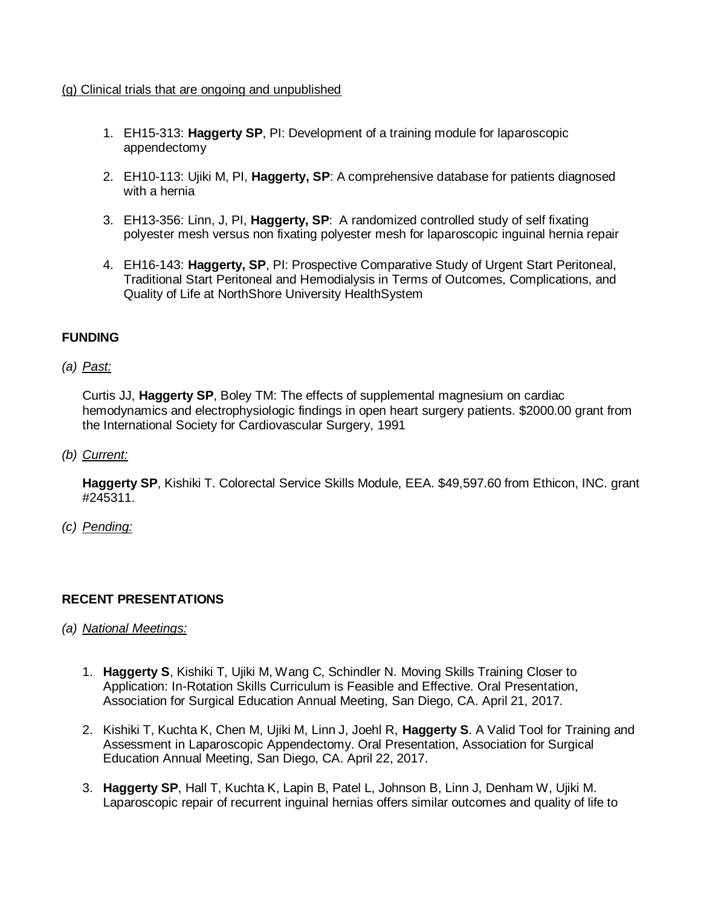(g) Clinical trials that are ongoing and unpublished

1. EH15-313: **Haggerty SP**, PI: Development of a training module for laparoscopic appendectomy

2. EH10-113: Ujiki M, PI, **Haggerty, SP**: A comprehensive database for patients diagnosed with a hernia

3. EH13-356: Linn, J, PI, **Haggerty, SP**: A randomized controlled study of self fixating polyester mesh versus non fixating polyester mesh for laparoscopic inguinal hernia repair

4. EH16-143: **Haggerty, SP**, PI: Prospective Comparative Study of Urgent Start Peritoneal, Traditional Start Peritoneal and Hemodialysis in Terms of Outcomes, Complications, and Quality of Life at NorthShore University HealthSystem

## FUNDING

*(a) Past:*

Curtis JJ, **Haggerty SP**, Boley TM: The effects of supplemental magnesium on cardiac hemodynamics and electrophysiologic findings in open heart surgery patients. $2000.00 grant from the International Society for Cardiovascular Surgery, 1991

*(b) Current:*

**Haggerty SP**, Kishiki T. Colorectal Service Skills Module, EEA. $49,597.60 from Ethicon, INC. grant #245311.

*(c) Pending:*

## RECENT PRESENTATIONS

*(a) National Meetings:*

1. **Haggerty S**, Kishiki T, Ujiki M, Wang C, Schindler N. Moving Skills Training Closer to Application: In-Rotation Skills Curriculum is Feasible and Effective. Oral Presentation, Association for Surgical Education Annual Meeting, San Diego, CA. April 21, 2017.

2. Kishiki T, Kuchta K, Chen M, Ujiki M, Linn J, Joehl R, **Haggerty S**. A Valid Tool for Training and Assessment in Laparoscopic Appendectomy. Oral Presentation, Association for Surgical Education Annual Meeting, San Diego, CA. April 22, 2017.

3. **Haggerty SP**, Hall T, Kuchta K, Lapin B, Patel L, Johnson B, Linn J, Denham W, Ujiki M. Laparoscopic repair of recurrent inguinal hernias offers similar outcomes and quality of life to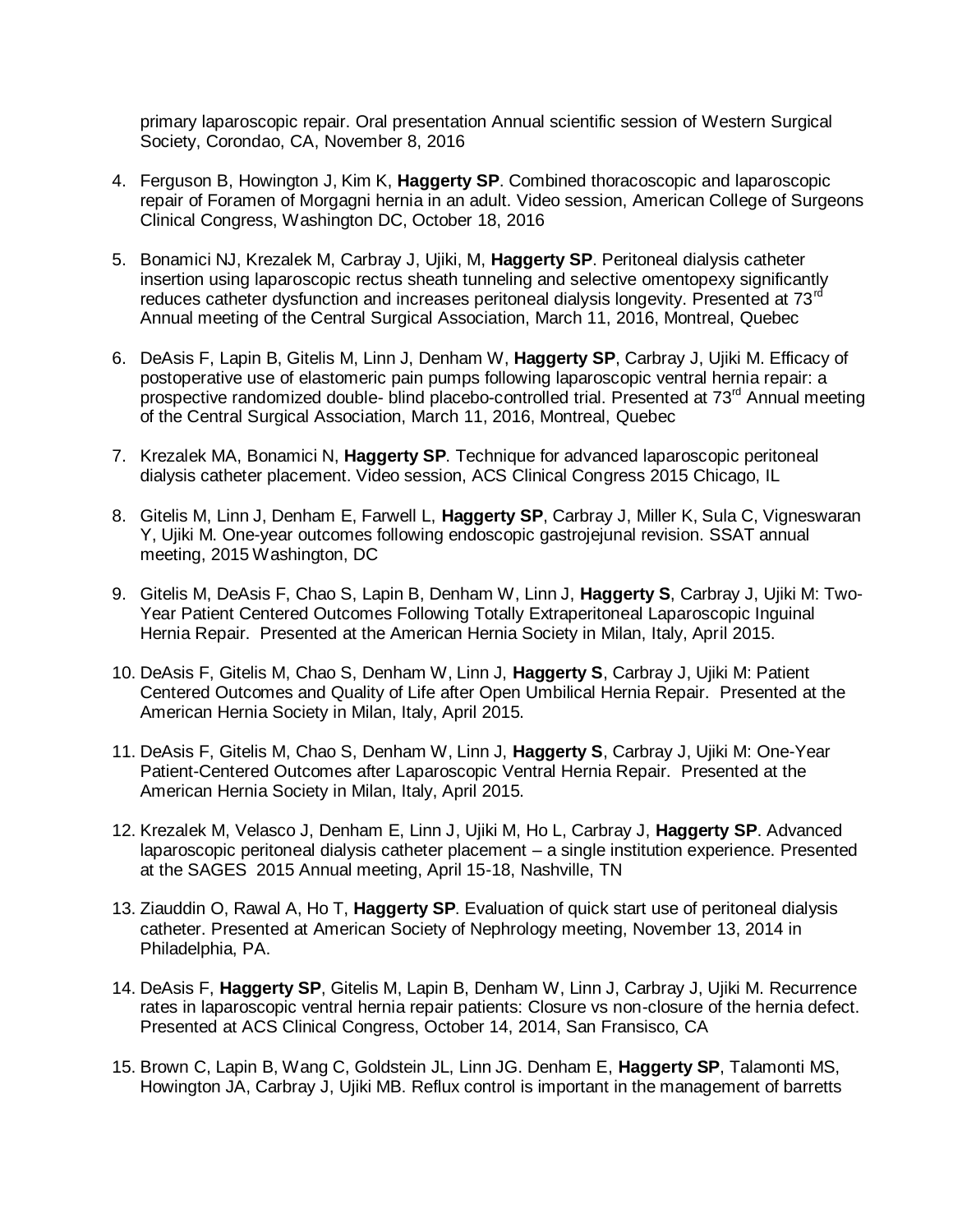primary laparoscopic repair. Oral presentation Annual scientific session of Western Surgical Society, Corondao, CA, November 8, 2016

4. Ferguson B, Howington J, Kim K, **Haggerty SP**. Combined thoracoscopic and laparoscopic repair of Foramen of Morgagni hernia in an adult. Video session, American College of Surgeons Clinical Congress, Washington DC, October 18, 2016

5. Bonamici NJ, Krezalek M, Carbray J, Ujiki, M, **Haggerty SP**. Peritoneal dialysis catheter insertion using laparoscopic rectus sheath tunneling and selective omentopexy significantly reduces catheter dysfunction and increases peritoneal dialysis longevity. Presented at 73rd Annual meeting of the Central Surgical Association, March 11, 2016, Montreal, Quebec

6. DeAsis F, Lapin B, Gitelis M, Linn J, Denham W, **Haggerty SP**, Carbray J, Ujiki M. Efficacy of postoperative use of elastomeric pain pumps following laparoscopic ventral hernia repair: a prospective randomized double- blind placebo-controlled trial. Presented at 73rd Annual meeting of the Central Surgical Association, March 11, 2016, Montreal, Quebec

7. Krezalek MA, Bonamici N, **Haggerty SP**. Technique for advanced laparoscopic peritoneal dialysis catheter placement. Video session, ACS Clinical Congress 2015 Chicago, IL

8. Gitelis M, Linn J, Denham E, Farwell L, **Haggerty SP**, Carbray J, Miller K, Sula C, Vigneswaran Y, Ujiki M. One-year outcomes following endoscopic gastrojejunal revision. SSAT annual meeting, 2015 Washington, DC

9. Gitelis M, DeAsis F, Chao S, Lapin B, Denham W, Linn J, **Haggerty S**, Carbray J, Ujiki M: Two-Year Patient Centered Outcomes Following Totally Extraperitoneal Laparoscopic Inguinal Hernia Repair. Presented at the American Hernia Society in Milan, Italy, April 2015.

10. DeAsis F, Gitelis M, Chao S, Denham W, Linn J, **Haggerty S**, Carbray J, Ujiki M: Patient Centered Outcomes and Quality of Life after Open Umbilical Hernia Repair. Presented at the American Hernia Society in Milan, Italy, April 2015.

11. DeAsis F, Gitelis M, Chao S, Denham W, Linn J, **Haggerty S**, Carbray J, Ujiki M: One-Year Patient-Centered Outcomes after Laparoscopic Ventral Hernia Repair. Presented at the American Hernia Society in Milan, Italy, April 2015.

12. Krezalek M, Velasco J, Denham E, Linn J, Ujiki M, Ho L, Carbray J, **Haggerty SP**. Advanced laparoscopic peritoneal dialysis catheter placement – a single institution experience. Presented at the SAGES 2015 Annual meeting, April 15-18, Nashville, TN

13. Ziauddin O, Rawal A, Ho T, **Haggerty SP**. Evaluation of quick start use of peritoneal dialysis catheter. Presented at American Society of Nephrology meeting, November 13, 2014 in Philadelphia, PA.

14. DeAsis F, **Haggerty SP**, Gitelis M, Lapin B, Denham W, Linn J, Carbray J, Ujiki M. Recurrence rates in laparoscopic ventral hernia repair patients: Closure vs non-closure of the hernia defect. Presented at ACS Clinical Congress, October 14, 2014, San Fransisco, CA

15. Brown C, Lapin B, Wang C, Goldstein JL, Linn JG. Denham E, **Haggerty SP**, Talamonti MS, Howington JA, Carbray J, Ujiki MB. Reflux control is important in the management of barretts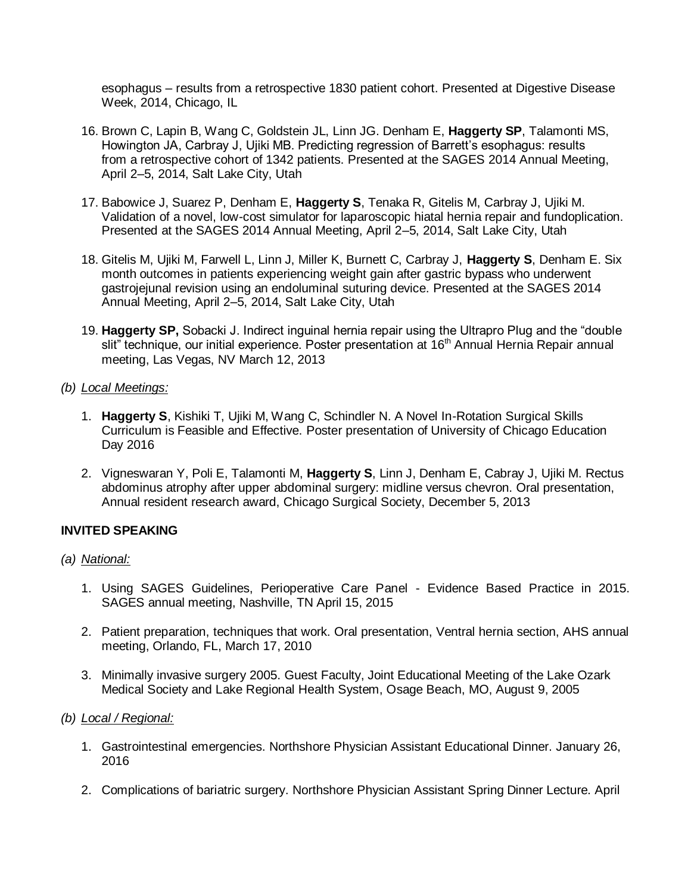esophagus – results from a retrospective 1830 patient cohort. Presented at Digestive Disease Week, 2014, Chicago, IL

16. Brown C, Lapin B, Wang C, Goldstein JL, Linn JG. Denham E, **Haggerty SP**, Talamonti MS, Howington JA, Carbray J, Ujiki MB. Predicting regression of Barrett's esophagus: results from a retrospective cohort of 1342 patients. Presented at the SAGES 2014 Annual Meeting, April 2–5, 2014, Salt Lake City, Utah

17. Babowice J, Suarez P, Denham E, **Haggerty S**, Tenaka R, Gitelis M, Carbray J, Ujiki M. Validation of a novel, low-cost simulator for laparoscopic hiatal hernia repair and fundoplication. Presented at the SAGES 2014 Annual Meeting, April 2–5, 2014, Salt Lake City, Utah

18. Gitelis M, Ujiki M, Farwell L, Linn J, Miller K, Burnett C, Carbray J, **Haggerty S**, Denham E. Six month outcomes in patients experiencing weight gain after gastric bypass who underwent gastrojejunal revision using an endoluminal suturing device. Presented at the SAGES 2014 Annual Meeting, April 2–5, 2014, Salt Lake City, Utah

19. **Haggerty SP,** Sobacki J. Indirect inguinal hernia repair using the Ultrapro Plug and the "double slit" technique, our initial experience. Poster presentation at 16th Annual Hernia Repair annual meeting, Las Vegas, NV March 12, 2013

*(b) Local Meetings:*

1. **Haggerty S**, Kishiki T, Ujiki M, Wang C, Schindler N. A Novel In-Rotation Surgical Skills Curriculum is Feasible and Effective. Poster presentation of University of Chicago Education Day 2016

2. Vigneswaran Y, Poli E, Talamonti M, **Haggerty S**, Linn J, Denham E, Cabray J, Ujiki M. Rectus abdominus atrophy after upper abdominal surgery: midline versus chevron. Oral presentation, Annual resident research award, Chicago Surgical Society, December 5, 2013

**INVITED SPEAKING**

*(a) National:*

1. Using SAGES Guidelines, Perioperative Care Panel - Evidence Based Practice in 2015. SAGES annual meeting, Nashville, TN April 15, 2015

2. Patient preparation, techniques that work. Oral presentation, Ventral hernia section, AHS annual meeting, Orlando, FL, March 17, 2010

3. Minimally invasive surgery 2005. Guest Faculty, Joint Educational Meeting of the Lake Ozark Medical Society and Lake Regional Health System, Osage Beach, MO, August 9, 2005

*(b) Local / Regional:*

1. Gastrointestinal emergencies. Northshore Physician Assistant Educational Dinner. January 26, 2016

2. Complications of bariatric surgery. Northshore Physician Assistant Spring Dinner Lecture. April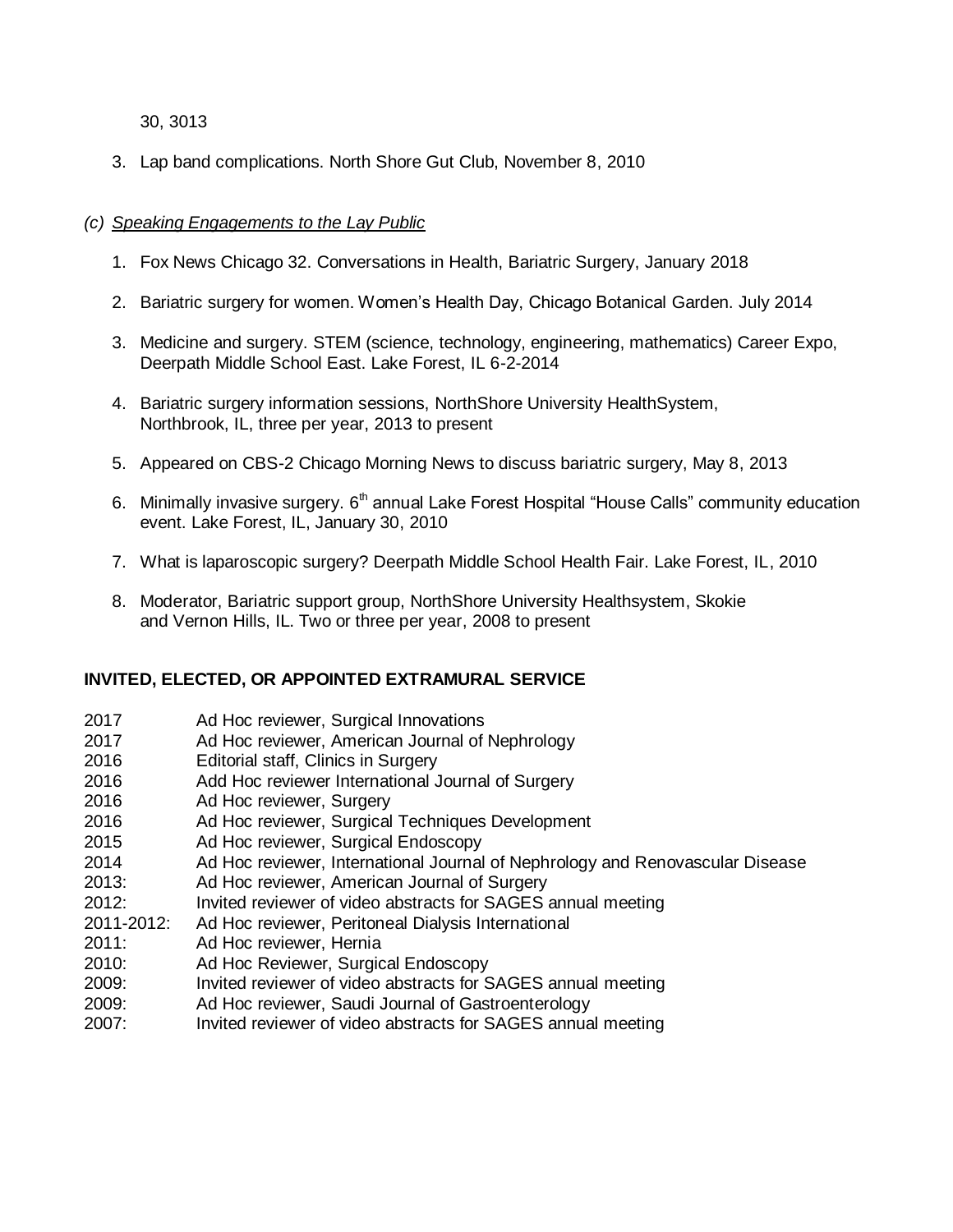30, 3013

3. Lap band complications. North Shore Gut Club, November 8, 2010

*(c) Speaking Engagements to the Lay Public*

1. Fox News Chicago 32. Conversations in Health, Bariatric Surgery, January 2018

2. Bariatric surgery for women. Women's Health Day, Chicago Botanical Garden. July 2014

3. Medicine and surgery. STEM (science, technology, engineering, mathematics) Career Expo, Deerpath Middle School East. Lake Forest, IL 6-2-2014

4. Bariatric surgery information sessions, NorthShore University HealthSystem, Northbrook, IL, three per year, 2013 to present

5. Appeared on CBS-2 Chicago Morning News to discuss bariatric surgery, May 8, 2013

6. Minimally invasive surgery. 6th annual Lake Forest Hospital "House Calls" community education event. Lake Forest, IL, January 30, 2010

7. What is laparoscopic surgery? Deerpath Middle School Health Fair. Lake Forest, IL, 2010

8. Moderator, Bariatric support group, NorthShore University Healthsystem, Skokie and Vernon Hills, IL. Two or three per year, 2008 to present

## INVITED, ELECTED, OR APPOINTED EXTRAMURAL SERVICE

| | |
|---|---|
| 2017 | Ad Hoc reviewer, Surgical Innovations |
| 2017 | Ad Hoc reviewer, American Journal of Nephrology |
| 2016 | Editorial staff, Clinics in Surgery |
| 2016 | Add Hoc reviewer International Journal of Surgery |
| 2016 | Ad Hoc reviewer, Surgery |
| 2016 | Ad Hoc reviewer, Surgical Techniques Development |
| 2015 | Ad Hoc reviewer, Surgical Endoscopy |
| 2014 | Ad Hoc reviewer, International Journal of Nephrology and Renovascular Disease |
| 2013: | Ad Hoc reviewer, American Journal of Surgery |
| 2012: | Invited reviewer of video abstracts for SAGES annual meeting |
| 2011-2012: | Ad Hoc reviewer, Peritoneal Dialysis International |
| 2011: | Ad Hoc reviewer, Hernia |
| 2010: | Ad Hoc Reviewer, Surgical Endoscopy |
| 2009: | Invited reviewer of video abstracts for SAGES annual meeting |
| 2009: | Ad Hoc reviewer, Saudi Journal of Gastroenterology |
| 2007: | Invited reviewer of video abstracts for SAGES annual meeting |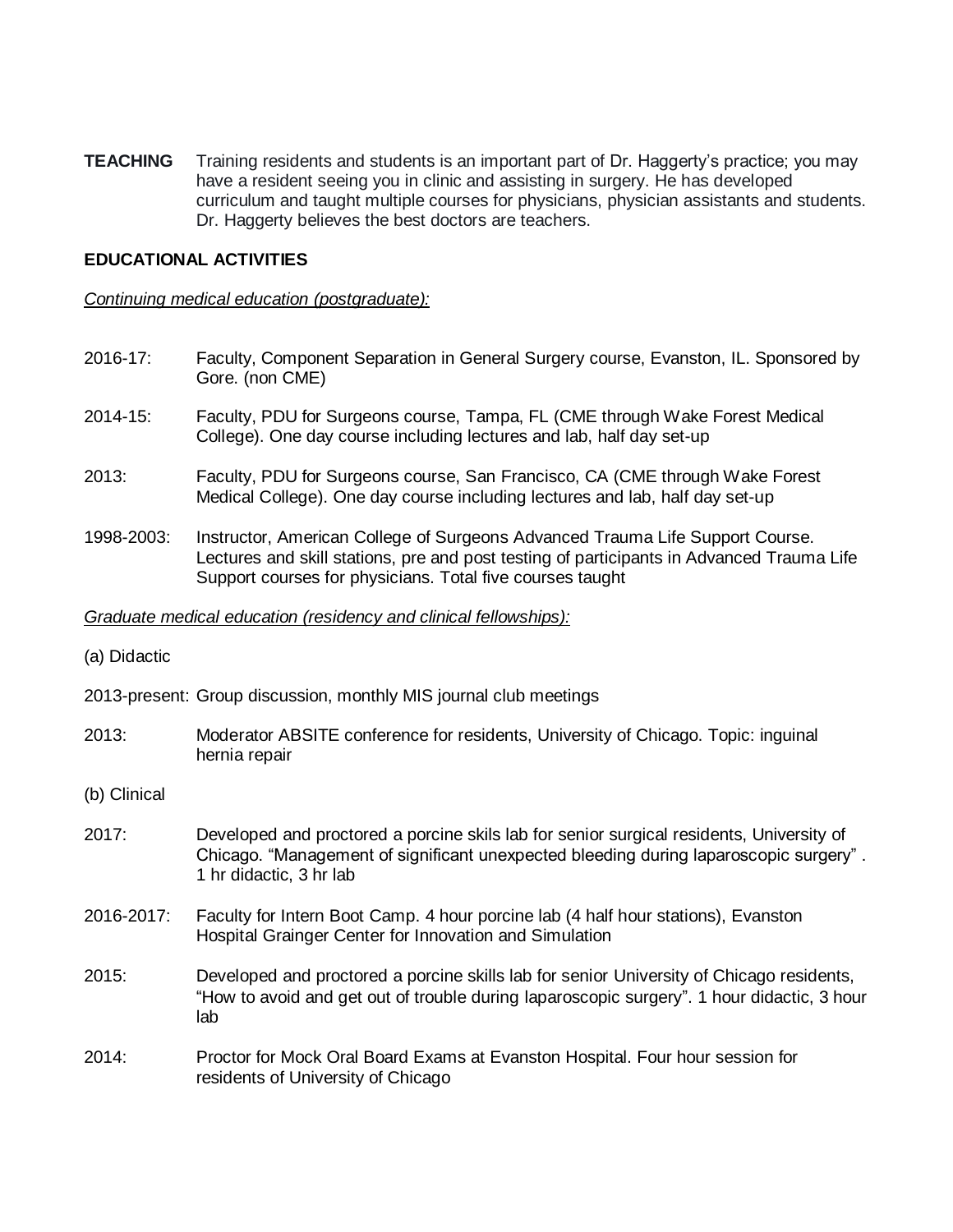**TEACHING** Training residents and students is an important part of Dr. Haggerty's practice; you may have a resident seeing you in clinic and assisting in surgery. He has developed curriculum and taught multiple courses for physicians, physician assistants and students. Dr. Haggerty believes the best doctors are teachers.

**EDUCATIONAL ACTIVITIES**

*Continuing medical education (postgraduate):*

2016-17: Faculty, Component Separation in General Surgery course, Evanston, IL. Sponsored by Gore. (non CME)

2014-15: Faculty, PDU for Surgeons course, Tampa, FL (CME through Wake Forest Medical College). One day course including lectures and lab, half day set-up

2013: Faculty, PDU for Surgeons course, San Francisco, CA (CME through Wake Forest Medical College). One day course including lectures and lab, half day set-up

1998-2003: Instructor, American College of Surgeons Advanced Trauma Life Support Course. Lectures and skill stations, pre and post testing of participants in Advanced Trauma Life Support courses for physicians. Total five courses taught

*Graduate medical education (residency and clinical fellowships):*

(a) Didactic

2013-present: Group discussion, monthly MIS journal club meetings

2013: Moderator ABSITE conference for residents, University of Chicago. Topic: inguinal hernia repair

(b) Clinical

2017: Developed and proctored a porcine skils lab for senior surgical residents, University of Chicago. "Management of significant unexpected bleeding during laparoscopic surgery" . 1 hr didactic, 3 hr lab

2016-2017: Faculty for Intern Boot Camp. 4 hour porcine lab (4 half hour stations), Evanston Hospital Grainger Center for Innovation and Simulation

2015: Developed and proctored a porcine skills lab for senior University of Chicago residents, "How to avoid and get out of trouble during laparoscopic surgery". 1 hour didactic, 3 hour lab

2014: Proctor for Mock Oral Board Exams at Evanston Hospital. Four hour session for residents of University of Chicago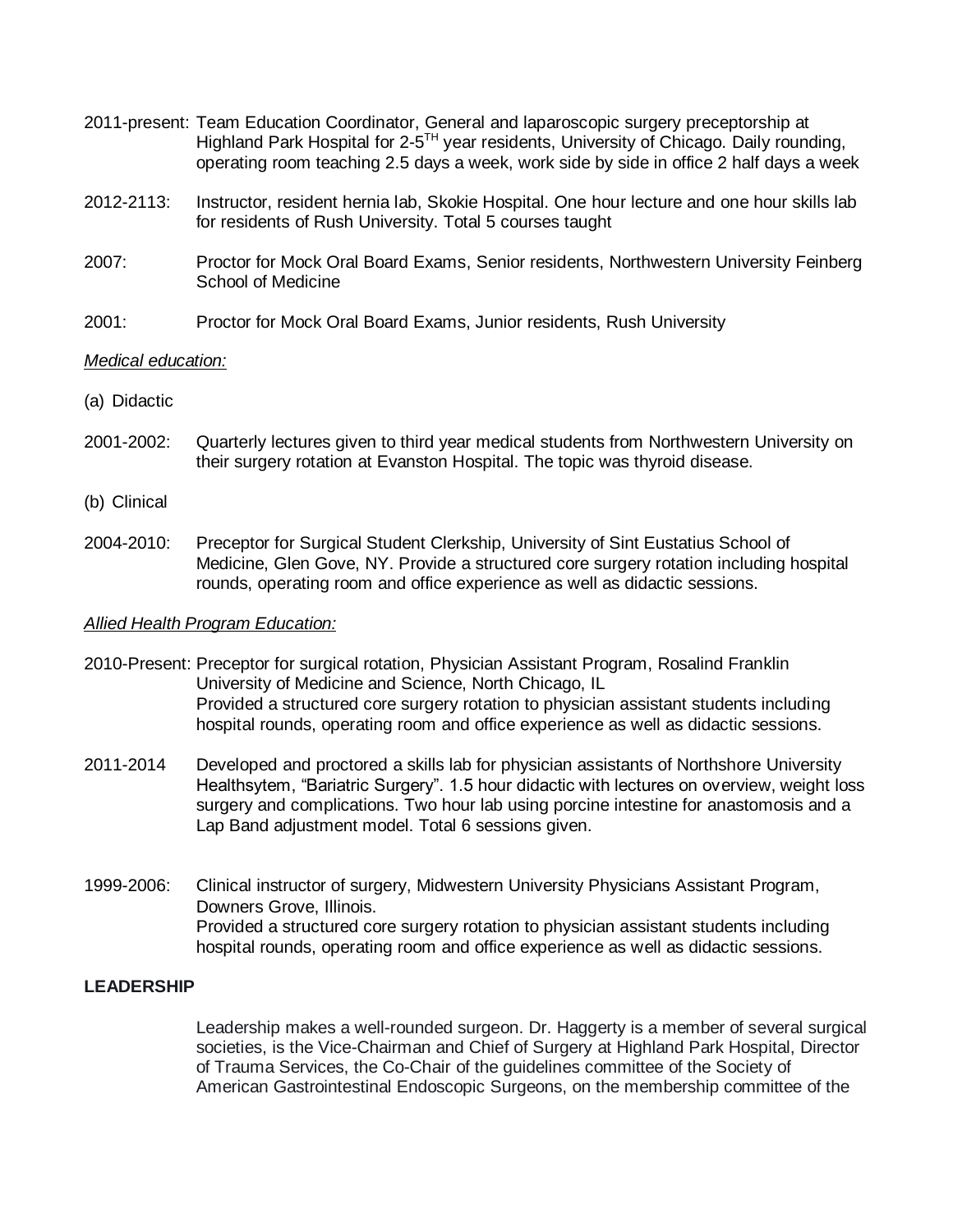2011-present: Team Education Coordinator, General and laparoscopic surgery preceptorship at Highland Park Hospital for 2-5TH year residents, University of Chicago. Daily rounding, operating room teaching 2.5 days a week, work side by side in office 2 half days a week

2012-2113: Instructor, resident hernia lab, Skokie Hospital. One hour lecture and one hour skills lab for residents of Rush University. Total 5 courses taught

2007: Proctor for Mock Oral Board Exams, Senior residents, Northwestern University Feinberg School of Medicine

2001: Proctor for Mock Oral Board Exams, Junior residents, Rush University

*Medical education:*

(a) Didactic

2001-2002: Quarterly lectures given to third year medical students from Northwestern University on their surgery rotation at Evanston Hospital. The topic was thyroid disease.

(b) Clinical

2004-2010: Preceptor for Surgical Student Clerkship, University of Sint Eustatius School of Medicine, Glen Gove, NY. Provide a structured core surgery rotation including hospital rounds, operating room and office experience as well as didactic sessions.

*Allied Health Program Education:*

2010-Present: Preceptor for surgical rotation, Physician Assistant Program, Rosalind Franklin University of Medicine and Science, North Chicago, IL
Provided a structured core surgery rotation to physician assistant students including hospital rounds, operating room and office experience as well as didactic sessions.

2011-2014 Developed and proctored a skills lab for physician assistants of Northshore University Healthsytem, "Bariatric Surgery". 1.5 hour didactic with lectures on overview, weight loss surgery and complications. Two hour lab using porcine intestine for anastomosis and a Lap Band adjustment model. Total 6 sessions given.

1999-2006: Clinical instructor of surgery, Midwestern University Physicians Assistant Program, Downers Grove, Illinois.
Provided a structured core surgery rotation to physician assistant students including hospital rounds, operating room and office experience as well as didactic sessions.

**LEADERSHIP**

Leadership makes a well-rounded surgeon. Dr. Haggerty is a member of several surgical societies, is the Vice-Chairman and Chief of Surgery at Highland Park Hospital, Director of Trauma Services, the Co-Chair of the guidelines committee of the Society of American Gastrointestinal Endoscopic Surgeons, on the membership committee of the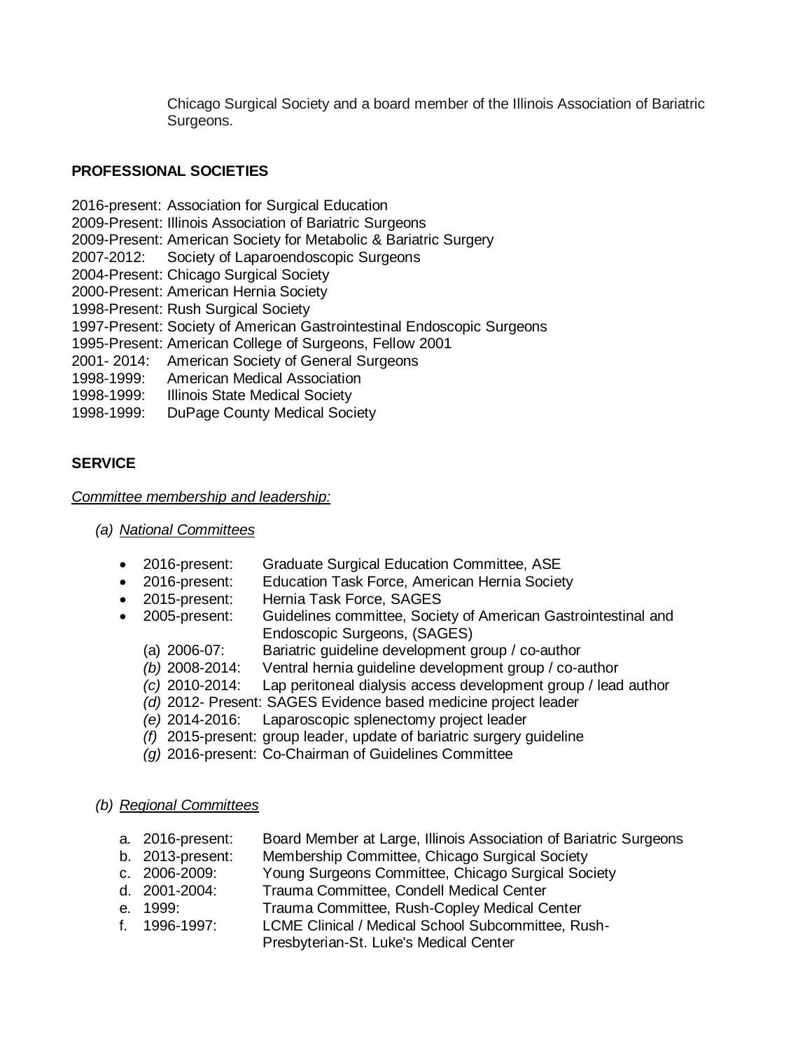Chicago Surgical Society and a board member of the Illinois Association of Bariatric Surgeons.

## PROFESSIONAL SOCIETIES

2016-present: Association for Surgical Education
2009-Present: Illinois Association of Bariatric Surgeons
2009-Present: American Society for Metabolic & Bariatric Surgery
2007-2012: Society of Laparoendoscopic Surgeons
2004-Present: Chicago Surgical Society
2000-Present: American Hernia Society
1998-Present: Rush Surgical Society
1997-Present: Society of American Gastrointestinal Endoscopic Surgeons
1995-Present: American College of Surgeons, Fellow 2001
2001- 2014: American Society of General Surgeons
1998-1999: American Medical Association
1998-1999: Illinois State Medical Society
1998-1999: DuPage County Medical Society

## SERVICE

_Committee membership and leadership:_

*(a) National Committees*

- 2016-present: Graduate Surgical Education Committee, ASE
- 2016-present: Education Task Force, American Hernia Society
- 2015-present: Hernia Task Force, SAGES
- 2005-present: Guidelines committee, Society of American Gastrointestinal and Endoscopic Surgeons, (SAGES)
  - (a) 2006-07: Bariatric guideline development group / co-author
  - *(b)* 2008-2014: Ventral hernia guideline development group / co-author
  - *(c)* 2010-2014: Lap peritoneal dialysis access development group / lead author
  - *(d)* 2012- Present: SAGES Evidence based medicine project leader
  - *(e)* 2014-2016: Laparoscopic splenectomy project leader
  - *(f)* 2015-present: group leader, update of bariatric surgery guideline
  - *(g)* 2016-present: Co-Chairman of Guidelines Committee

*(b) Regional Committees*

a. 2016-present: Board Member at Large, Illinois Association of Bariatric Surgeons
b. 2013-present: Membership Committee, Chicago Surgical Society
c. 2006-2009: Young Surgeons Committee, Chicago Surgical Society
d. 2001-2004: Trauma Committee, Condell Medical Center
e. 1999: Trauma Committee, Rush-Copley Medical Center
f. 1996-1997: LCME Clinical / Medical School Subcommittee, Rush-Presbyterian-St. Luke's Medical Center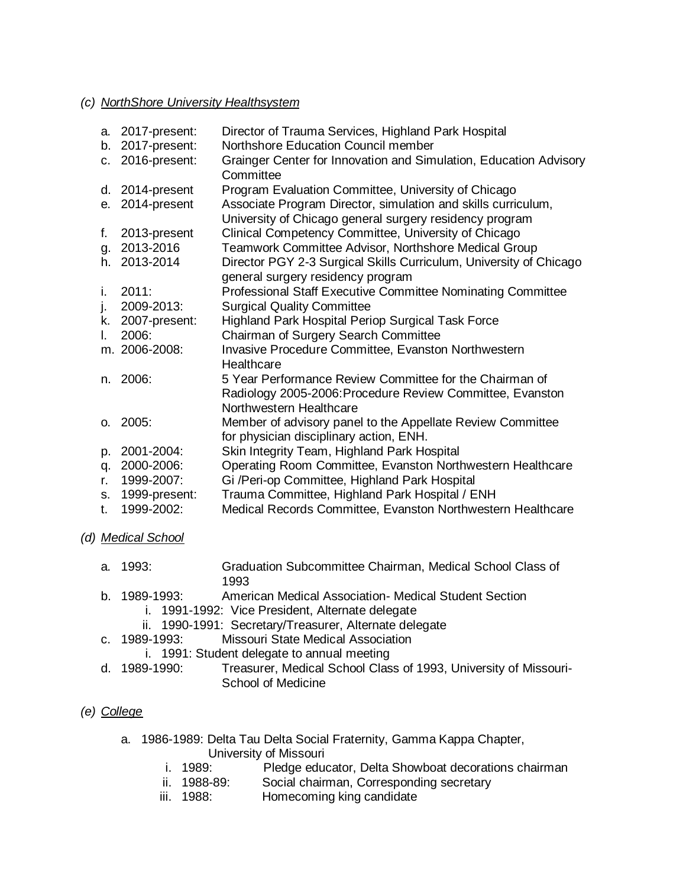*(c) NorthShore University Healthsystem*

a. 2017-present: Director of Trauma Services, Highland Park Hospital
b. 2017-present: Northshore Education Council member
c. 2016-present: Grainger Center for Innovation and Simulation, Education Advisory Committee
d. 2014-present Program Evaluation Committee, University of Chicago
e. 2014-present Associate Program Director, simulation and skills curriculum, University of Chicago general surgery residency program
f. 2013-present Clinical Competency Committee, University of Chicago
g. 2013-2016 Teamwork Committee Advisor, Northshore Medical Group
h. 2013-2014 Director PGY 2-3 Surgical Skills Curriculum, University of Chicago general surgery residency program
i. 2011: Professional Staff Executive Committee Nominating Committee
j. 2009-2013: Surgical Quality Committee
k. 2007-present: Highland Park Hospital Periop Surgical Task Force
l. 2006: Chairman of Surgery Search Committee
m. 2006-2008: Invasive Procedure Committee, Evanston Northwestern Healthcare
n. 2006: 5 Year Performance Review Committee for the Chairman of Radiology 2005-2006:Procedure Review Committee, Evanston Northwestern Healthcare
o. 2005: Member of advisory panel to the Appellate Review Committee for physician disciplinary action, ENH.
p. 2001-2004: Skin Integrity Team, Highland Park Hospital
q. 2000-2006: Operating Room Committee, Evanston Northwestern Healthcare
r. 1999-2007: Gi /Peri-op Committee, Highland Park Hospital
s. 1999-present: Trauma Committee, Highland Park Hospital / ENH
t. 1999-2002: Medical Records Committee, Evanston Northwestern Healthcare

*(d) Medical School*

a. 1993: Graduation Subcommittee Chairman, Medical School Class of 1993
b. 1989-1993: American Medical Association- Medical Student Section
   i. 1991-1992: Vice President, Alternate delegate
   ii. 1990-1991: Secretary/Treasurer, Alternate delegate
c. 1989-1993: Missouri State Medical Association
   i. 1991: Student delegate to annual meeting
d. 1989-1990: Treasurer, Medical School Class of 1993, University of Missouri-School of Medicine

*(e) College*

a. 1986-1989: Delta Tau Delta Social Fraternity, Gamma Kappa Chapter, University of Missouri
   i. 1989: Pledge educator, Delta Showboat decorations chairman
   ii. 1988-89: Social chairman, Corresponding secretary
   iii. 1988: Homecoming king candidate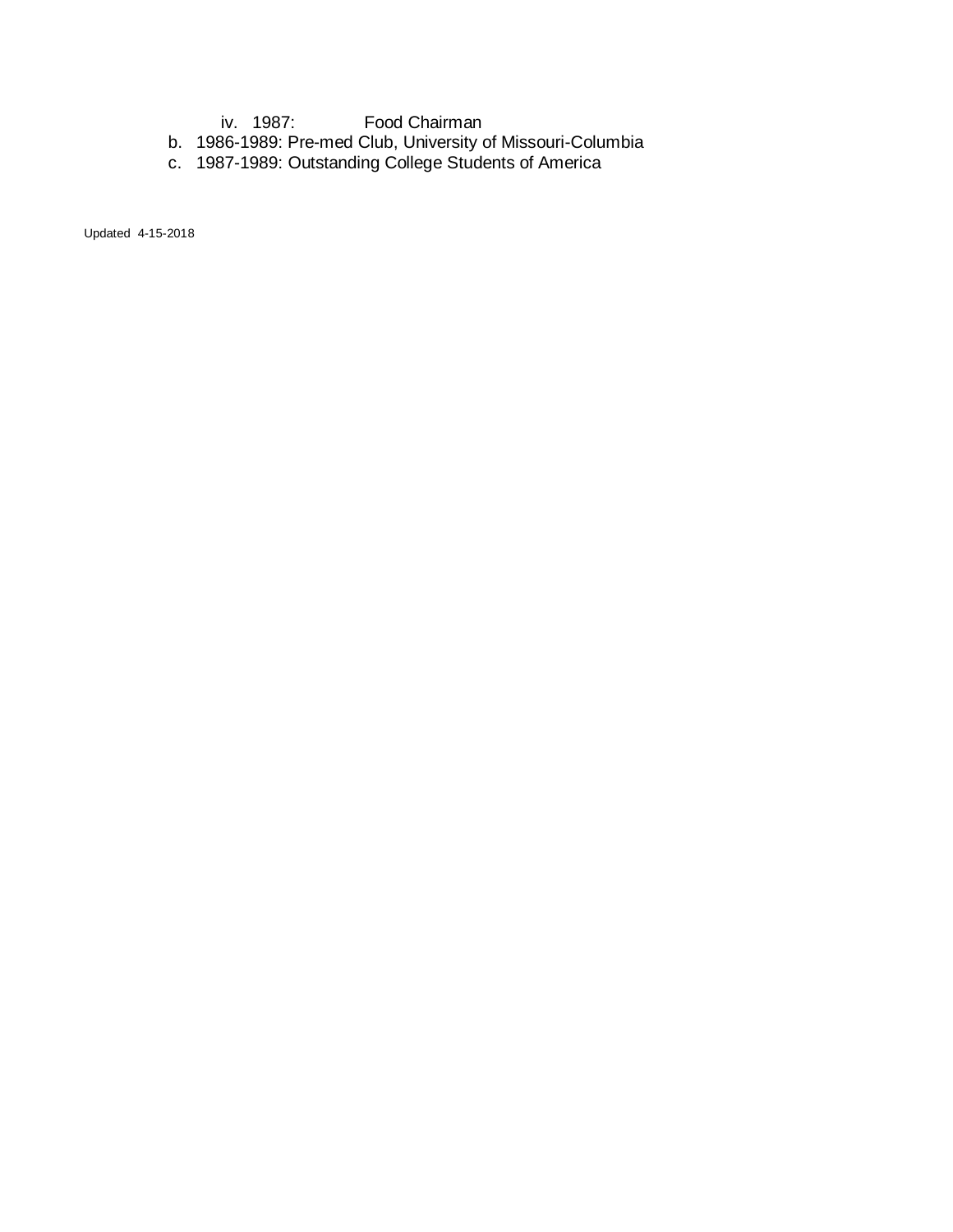iv. 1987: Food Chairman

b. 1986-1989: Pre-med Club, University of Missouri-Columbia
c. 1987-1989: Outstanding College Students of America

Updated 4-15-2018